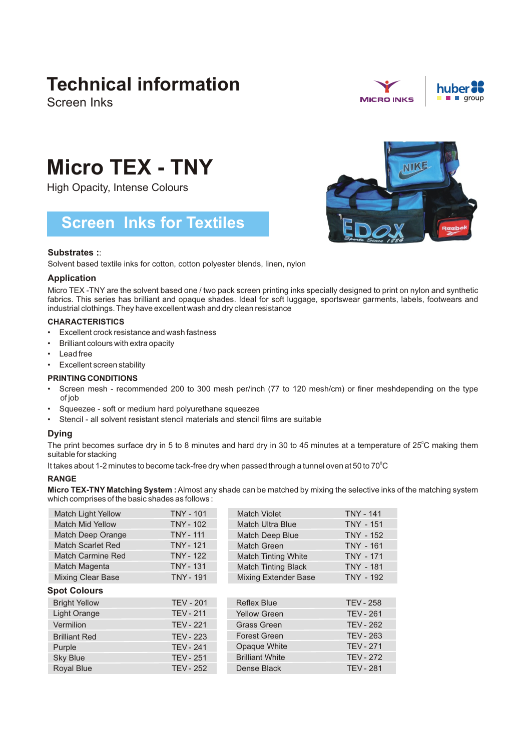# Technical information

Screen Inks

# Micro TEX - TNY

High Opacity, Intense Colours

## Screen Inks for Textiles

### Substrates ::

Solvent based textile inks for cotton, cotton polyester blends, linen, nylon

### Application

Micro TEX -TNY are the solvent based one / two pack screen printing inks specially designed to print on nylon and synthetic fabrics. This series has brilliant and opaque shades. Ideal for soft luggage, sportswear garments, labels, footwears and industrial clothings. They have excellent wash and dry clean resistance

### CHARACTERISTICS

- Excellent crock resistance and wash fastness
- Brilliant colours with extra opacity
- Lead free
- Excellent screen stability

### PRINTING CONDITIONS

- Screen mesh - recommended 200 to 300 mesh per/inch (77 to 120 mesh/cm) or finer meshdepending on the type of job
- Squeezee - soft or medium hard polyurethane squeezee
- Stencil - all solvent resistant stencil materials and stencil films are suitable

### Dying

The print becomes surface dry in 5 to 8 minutes and hard dry in 30 to 45 minutes at a temperature of 25°C making them suitable for stacking

It takes about 1-2 minutes to become tack-free dry when passed through a tunnel oven at 50 to 70°C

### RANGE

**Micro TEX-TNY Matching System :** Almost any shade can be matched by mixing the selective inks of the matching system which comprises of the basic shades as follows :

| | | | |
|---|---|---|---|
| Match Light Yellow | TNY - 101 | Match Violet | TNY - 141 |
| Match Mid Yellow | TNY - 102 | Match Ultra Blue | TNY - 151 |
| Match Deep Orange | TNY - 111 | Match Deep Blue | TNY - 152 |
| Match Scarlet Red | TNY - 121 | Match Green | TNY - 161 |
| Match Carmine Red | TNY - 122 | Match Tinting White | TNY - 171 |
| Match Magenta | TNY - 131 | Match Tinting Black | TNY - 181 |
| Mixing Clear Base | TNY - 191 | Mixing Extender Base | TNY - 192 |

### Spot Colours

| | | | |
|---|---|---|---|
| Bright Yellow | TEV - 201 | Reflex Blue | TEV - 258 |
| Light Orange | TEV - 211 | Yellow Green | TEV - 261 |
| Vermilion | TEV - 221 | Grass Green | TEV - 262 |
| Brilliant Red | TEV - 223 | Forest Green | TEV - 263 |
| Purple | TEV - 241 | Opaque White | TEV - 271 |
| Sky Blue | TEV - 251 | Brilliant White | TEV - 272 |
| Royal Blue | TEV - 252 | Dense Black | TEV - 281 |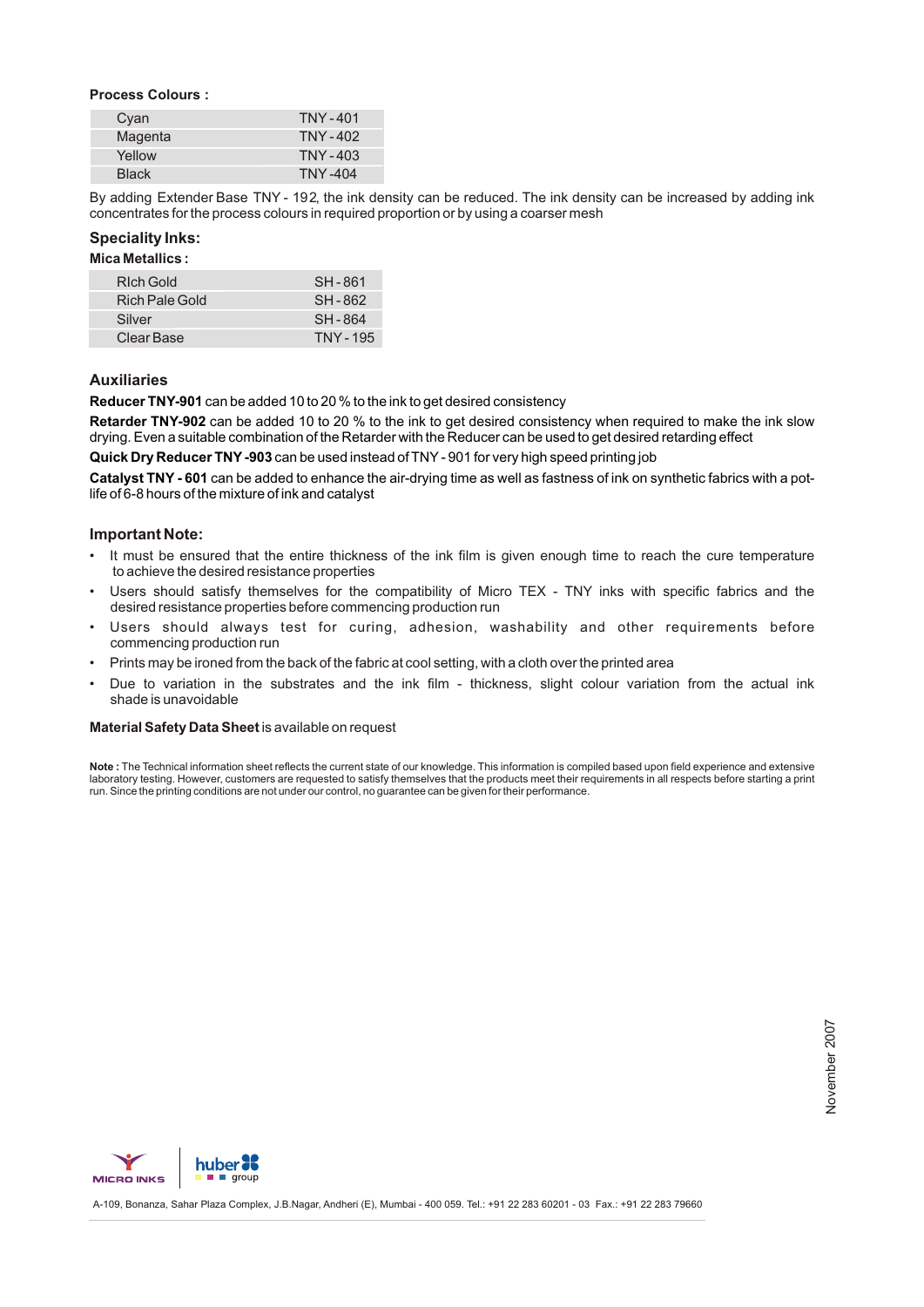**Process Colours :**

| | |
|---|---|
| Cyan | TNY - 401 |
| Magenta | TNY - 402 |
| Yellow | TNY - 403 |
| Black | TNY -404 |

By adding Extender Base TNY - 192, the ink density can be reduced. The ink density can be increased by adding ink concentrates for the process colours in required proportion or by using a coarser mesh

### Speciality Inks:

**Mica Metallics :**

| | |
|---|---|
| RIch Gold | SH - 861 |
| Rich Pale Gold | SH - 862 |
| Silver | SH - 864 |
| Clear Base | TNY - 195 |

### Auxiliaries

**Reducer TNY-901** can be added 10 to 20 % to the ink to get desired consistency

**Retarder TNY-902** can be added 10 to 20 % to the ink to get desired consistency when required to make the ink slow drying. Even a suitable combination of the Retarder with the Reducer can be used to get desired retarding effect

**Quick Dry Reducer TNY -903** can be used instead of TNY - 901 for very high speed printing job

**Catalyst TNY - 601** can be added to enhance the air-drying time as well as fastness of ink on synthetic fabrics with a pot-life of 6-8 hours of the mixture of ink and catalyst

### Important Note:

- It must be ensured that the entire thickness of the ink film is given enough time to reach the cure temperature to achieve the desired resistance properties
- Users should satisfy themselves for the compatibility of Micro TEX - TNY inks with specific fabrics and the desired resistance properties before commencing production run
- Users should always test for curing, adhesion, washability and other requirements before commencing production run
- Prints may be ironed from the back of the fabric at cool setting, with a cloth over the printed area
- Due to variation in the substrates and the ink film - thickness, slight colour variation from the actual ink shade is unavoidable

**Material Safety Data Sheet** is available on request

**Note :** The Technical information sheet reflects the current state of our knowledge. This information is compiled based upon field experience and extensive laboratory testing. However, customers are requested to satisfy themselves that the products meet their requirements in all respects before starting a print run. Since the printing conditions are not under our control, no guarantee can be given for their performance.

November 2007

MICRO INKS | huber group

A-109, Bonanza, Sahar Plaza Complex, J.B.Nagar, Andheri (E), Mumbai - 400 059. Tel.: +91 22 283 60201 - 03 Fax.: +91 22 283 79660